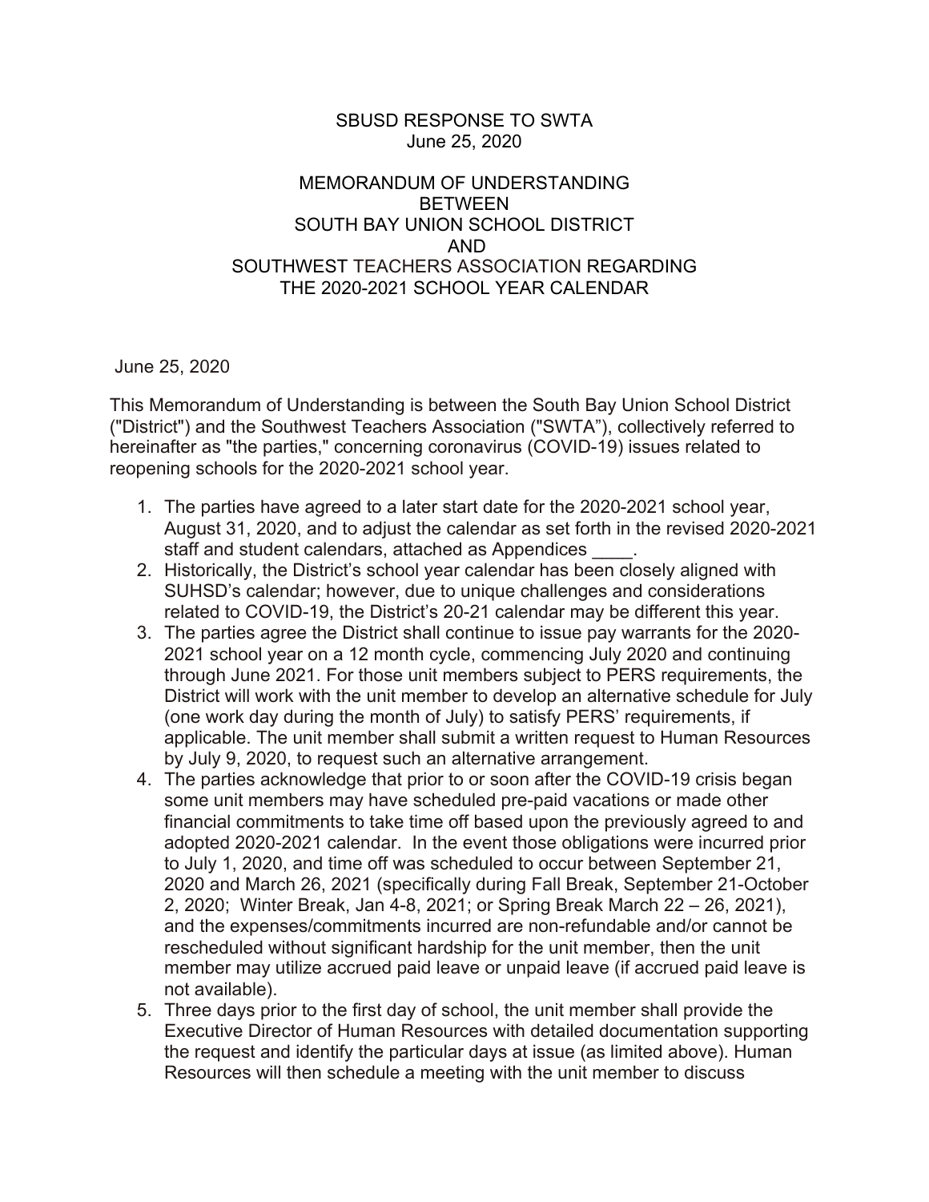SBUSD RESPONSE TO SWTA
June 25, 2020

# MEMORANDUM OF UNDERSTANDING BETWEEN SOUTH BAY UNION SCHOOL DISTRICT AND SOUTHWEST TEACHERS ASSOCIATION REGARDING THE 2020-2021 SCHOOL YEAR CALENDAR

June 25, 2020

This Memorandum of Understanding is between the South Bay Union School District ("District") and the Southwest Teachers Association ("SWTA"), collectively referred to hereinafter as "the parties," concerning coronavirus (COVID-19) issues related to reopening schools for the 2020-2021 school year.

1. The parties have agreed to a later start date for the 2020-2021 school year, August 31, 2020, and to adjust the calendar as set forth in the revised 2020-2021 staff and student calendars, attached as Appendices ____.
2. Historically, the District's school year calendar has been closely aligned with SUHSD's calendar; however, due to unique challenges and considerations related to COVID-19, the District's 20-21 calendar may be different this year.
3. The parties agree the District shall continue to issue pay warrants for the 2020-2021 school year on a 12 month cycle, commencing July 2020 and continuing through June 2021. For those unit members subject to PERS requirements, the District will work with the unit member to develop an alternative schedule for July (one work day during the month of July) to satisfy PERS' requirements, if applicable. The unit member shall submit a written request to Human Resources by July 9, 2020, to request such an alternative arrangement.
4. The parties acknowledge that prior to or soon after the COVID-19 crisis began some unit members may have scheduled pre-paid vacations or made other financial commitments to take time off based upon the previously agreed to and adopted 2020-2021 calendar. In the event those obligations were incurred prior to July 1, 2020, and time off was scheduled to occur between September 21, 2020 and March 26, 2021 (specifically during Fall Break, September 21-October 2, 2020; Winter Break, Jan 4-8, 2021; or Spring Break March 22 – 26, 2021), and the expenses/commitments incurred are non-refundable and/or cannot be rescheduled without significant hardship for the unit member, then the unit member may utilize accrued paid leave or unpaid leave (if accrued paid leave is not available).
5. Three days prior to the first day of school, the unit member shall provide the Executive Director of Human Resources with detailed documentation supporting the request and identify the particular days at issue (as limited above). Human Resources will then schedule a meeting with the unit member to discuss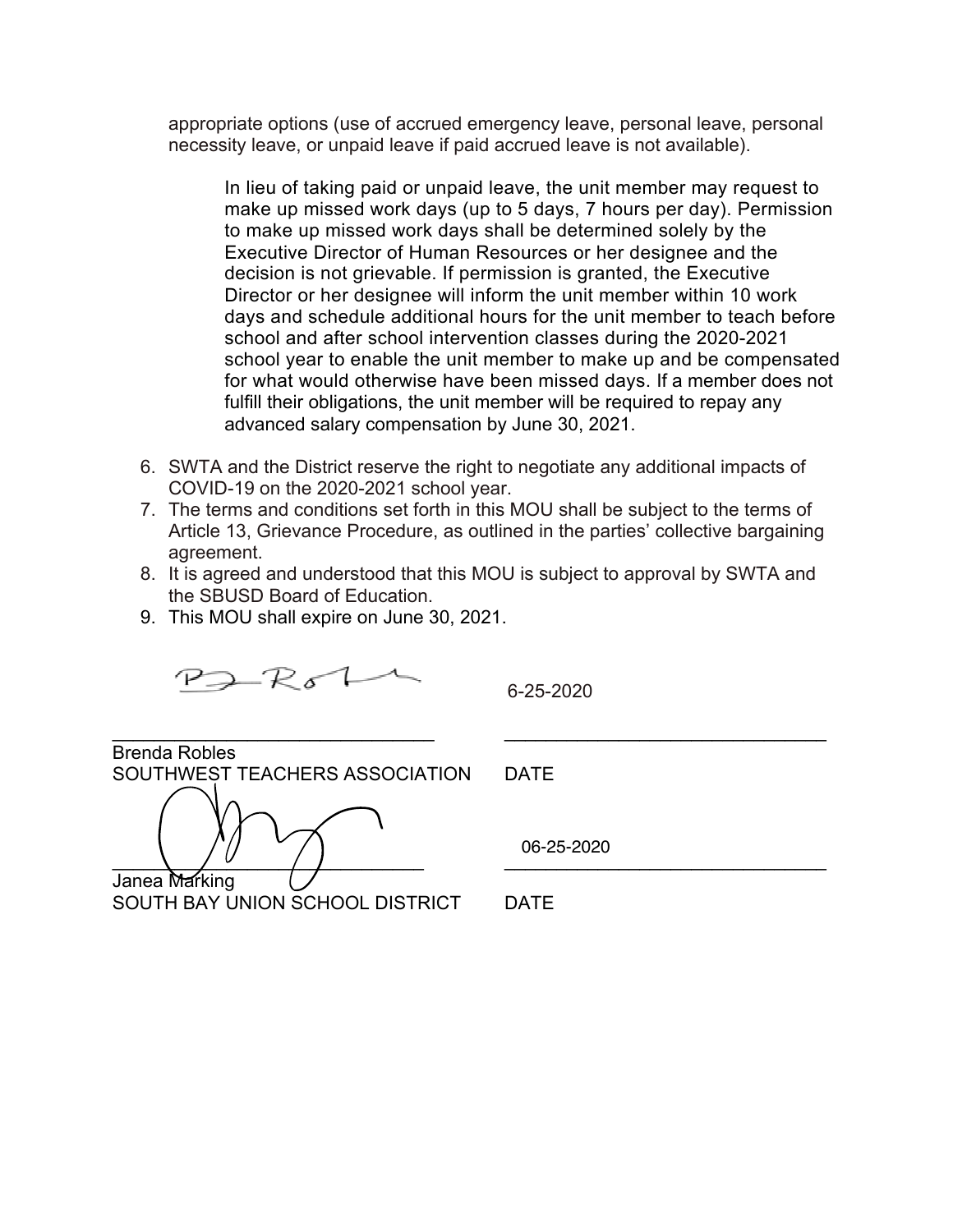appropriate options (use of accrued emergency leave, personal leave, personal necessity leave, or unpaid leave if paid accrued leave is not available).

In lieu of taking paid or unpaid leave, the unit member may request to make up missed work days (up to 5 days, 7 hours per day). Permission to make up missed work days shall be determined solely by the Executive Director of Human Resources or her designee and the decision is not grievable. If permission is granted, the Executive Director or her designee will inform the unit member within 10 work days and schedule additional hours for the unit member to teach before school and after school intervention classes during the 2020-2021 school year to enable the unit member to make up and be compensated for what would otherwise have been missed days. If a member does not fulfill their obligations, the unit member will be required to repay any advanced salary compensation by June 30, 2021.

6. SWTA and the District reserve the right to negotiate any additional impacts of COVID-19 on the 2020-2021 school year.
7. The terms and conditions set forth in this MOU shall be subject to the terms of Article 13, Grievance Procedure, as outlined in the parties' collective bargaining agreement.
8. It is agreed and understood that this MOU is subject to approval by SWTA and the SBUSD Board of Education.
9. This MOU shall expire on June 30, 2021.

| | |
|---|---|
| _______________________________ | 6-25-2020 |
| Brenda Robles<br>SOUTHWEST TEACHERS ASSOCIATION | DATE |
| _______________________________ | 06-25-2020 |
| Janea Marking<br>SOUTH BAY UNION SCHOOL DISTRICT | DATE |